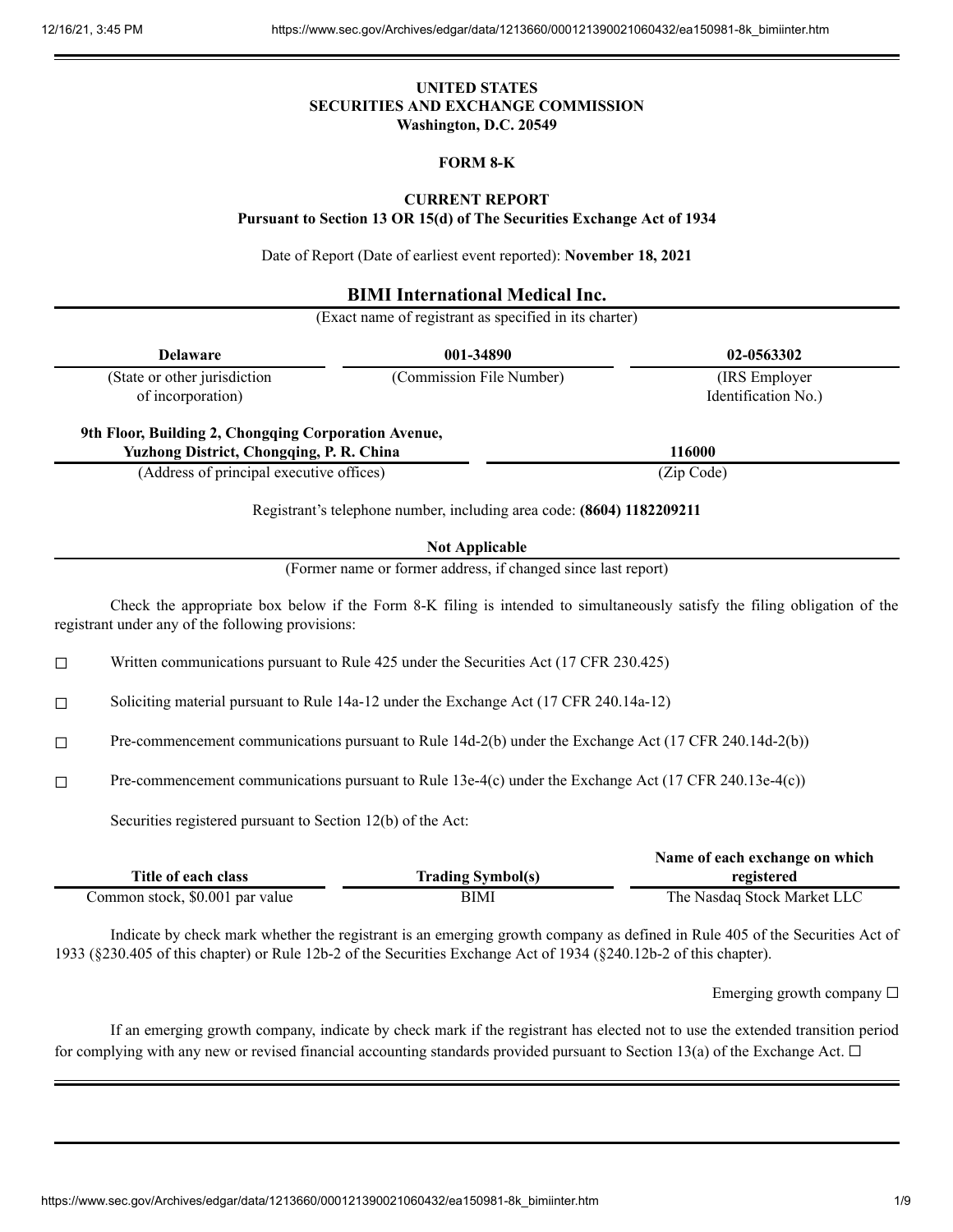**UNITED STATES**
**SECURITIES AND EXCHANGE COMMISSION**
**Washington, D.C. 20549**

**FORM 8-K**

**CURRENT REPORT**
**Pursuant to Section 13 OR 15(d) of The Securities Exchange Act of 1934**

Date of Report (Date of earliest event reported): **November 18, 2021**

**BIMI International Medical Inc.**
(Exact name of registrant as specified in its charter)

| **Delaware** | **001-34890** | **02-0563302** |
|---|---|---|
| (State or other jurisdiction of incorporation) | (Commission File Number) | (IRS Employer Identification No.) |

| **9th Floor, Building 2, Chongqing Corporation Avenue, Yuzhong District, Chongqing, P. R. China** | **116000** |
|---|---|
| (Address of principal executive offices) | (Zip Code) |

Registrant's telephone number, including area code: **(8604) 1182209211**

**Not Applicable**
(Former name or former address, if changed since last report)

Check the appropriate box below if the Form 8-K filing is intended to simultaneously satisfy the filing obligation of the registrant under any of the following provisions:

☐ Written communications pursuant to Rule 425 under the Securities Act (17 CFR 230.425)

☐ Soliciting material pursuant to Rule 14a-12 under the Exchange Act (17 CFR 240.14a-12)

☐ Pre-commencement communications pursuant to Rule 14d-2(b) under the Exchange Act (17 CFR 240.14d-2(b))

☐ Pre-commencement communications pursuant to Rule 13e-4(c) under the Exchange Act (17 CFR 240.13e-4(c))

Securities registered pursuant to Section 12(b) of the Act:

| Title of each class | Trading Symbol(s) | Name of each exchange on which registered |
|---|---|---|
| Common stock, $0.001 par value | BIMI | The Nasdaq Stock Market LLC |

Indicate by check mark whether the registrant is an emerging growth company as defined in Rule 405 of the Securities Act of 1933 (§230.405 of this chapter) or Rule 12b-2 of the Securities Exchange Act of 1934 (§240.12b-2 of this chapter).

Emerging growth company ☐

If an emerging growth company, indicate by check mark if the registrant has elected not to use the extended transition period for complying with any new or revised financial accounting standards provided pursuant to Section 13(a) of the Exchange Act. ☐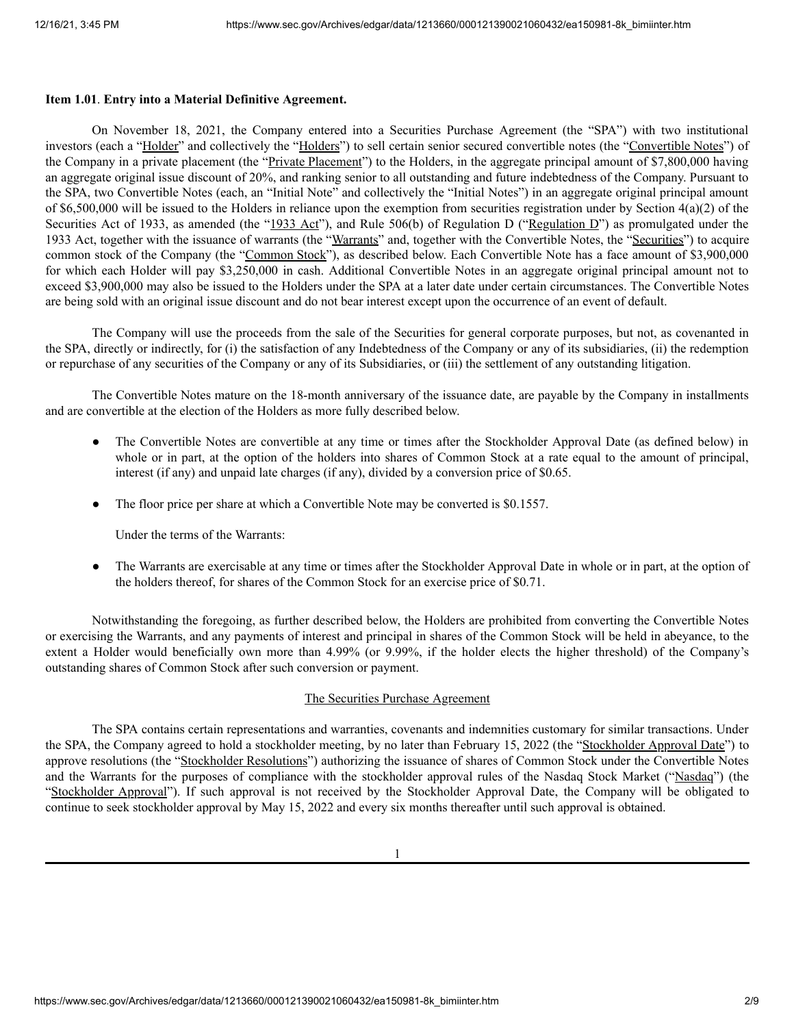**Item 1.01**. **Entry into a Material Definitive Agreement.**

On November 18, 2021, the Company entered into a Securities Purchase Agreement (the "SPA") with two institutional investors (each a "Holder" and collectively the "Holders") to sell certain senior secured convertible notes (the "Convertible Notes") of the Company in a private placement (the "Private Placement") to the Holders, in the aggregate principal amount of $7,800,000 having an aggregate original issue discount of 20%, and ranking senior to all outstanding and future indebtedness of the Company. Pursuant to the SPA, two Convertible Notes (each, an "Initial Note" and collectively the "Initial Notes") in an aggregate original principal amount of $6,500,000 will be issued to the Holders in reliance upon the exemption from securities registration under by Section 4(a)(2) of the Securities Act of 1933, as amended (the "1933 Act"), and Rule 506(b) of Regulation D ("Regulation D") as promulgated under the 1933 Act, together with the issuance of warrants (the "Warrants" and, together with the Convertible Notes, the "Securities") to acquire common stock of the Company (the "Common Stock"), as described below. Each Convertible Note has a face amount of $3,900,000 for which each Holder will pay $3,250,000 in cash. Additional Convertible Notes in an aggregate original principal amount not to exceed $3,900,000 may also be issued to the Holders under the SPA at a later date under certain circumstances. The Convertible Notes are being sold with an original issue discount and do not bear interest except upon the occurrence of an event of default.

The Company will use the proceeds from the sale of the Securities for general corporate purposes, but not, as covenanted in the SPA, directly or indirectly, for (i) the satisfaction of any Indebtedness of the Company or any of its subsidiaries, (ii) the redemption or repurchase of any securities of the Company or any of its Subsidiaries, or (iii) the settlement of any outstanding litigation.

The Convertible Notes mature on the 18-month anniversary of the issuance date, are payable by the Company in installments and are convertible at the election of the Holders as more fully described below.

- The Convertible Notes are convertible at any time or times after the Stockholder Approval Date (as defined below) in whole or in part, at the option of the holders into shares of Common Stock at a rate equal to the amount of principal, interest (if any) and unpaid late charges (if any), divided by a conversion price of $0.65.
- The floor price per share at which a Convertible Note may be converted is $0.1557.

Under the terms of the Warrants:

- The Warrants are exercisable at any time or times after the Stockholder Approval Date in whole or in part, at the option of the holders thereof, for shares of the Common Stock for an exercise price of $0.71.

Notwithstanding the foregoing, as further described below, the Holders are prohibited from converting the Convertible Notes or exercising the Warrants, and any payments of interest and principal in shares of the Common Stock will be held in abeyance, to the extent a Holder would beneficially own more than 4.99% (or 9.99%, if the holder elects the higher threshold) of the Company's outstanding shares of Common Stock after such conversion or payment.

The Securities Purchase Agreement

The SPA contains certain representations and warranties, covenants and indemnities customary for similar transactions. Under the SPA, the Company agreed to hold a stockholder meeting, by no later than February 15, 2022 (the "Stockholder Approval Date") to approve resolutions (the "Stockholder Resolutions") authorizing the issuance of shares of Common Stock under the Convertible Notes and the Warrants for the purposes of compliance with the stockholder approval rules of the Nasdaq Stock Market ("Nasdaq") (the "Stockholder Approval"). If such approval is not received by the Stockholder Approval Date, the Company will be obligated to continue to seek stockholder approval by May 15, 2022 and every six months thereafter until such approval is obtained.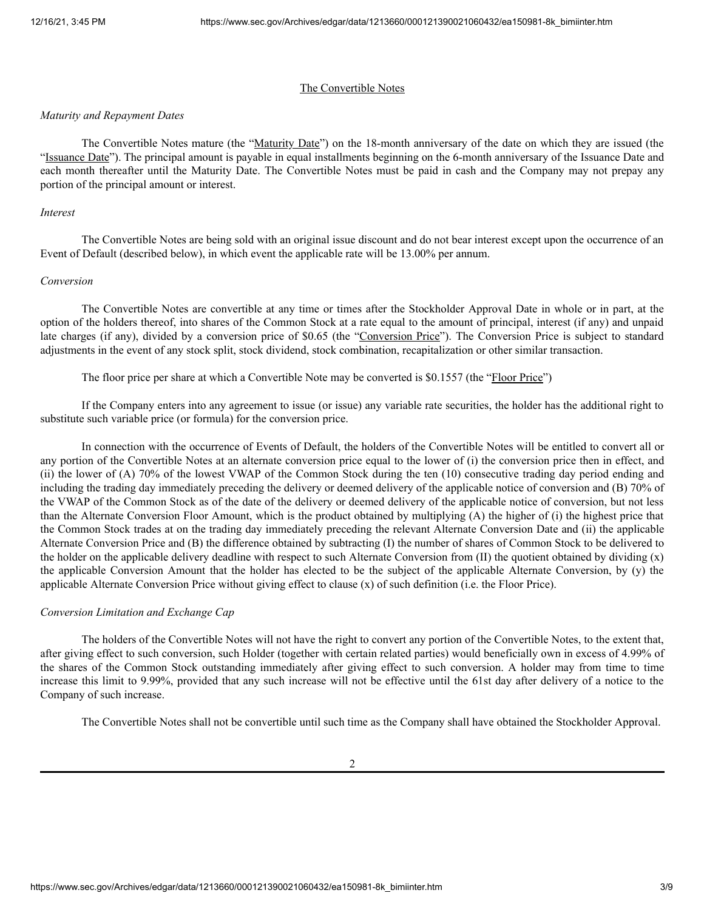## The Convertible Notes

*Maturity and Repayment Dates*

The Convertible Notes mature (the "Maturity Date") on the 18-month anniversary of the date on which they are issued (the "Issuance Date"). The principal amount is payable in equal installments beginning on the 6-month anniversary of the Issuance Date and each month thereafter until the Maturity Date. The Convertible Notes must be paid in cash and the Company may not prepay any portion of the principal amount or interest.

*Interest*

The Convertible Notes are being sold with an original issue discount and do not bear interest except upon the occurrence of an Event of Default (described below), in which event the applicable rate will be 13.00% per annum.

*Conversion*

The Convertible Notes are convertible at any time or times after the Stockholder Approval Date in whole or in part, at the option of the holders thereof, into shares of the Common Stock at a rate equal to the amount of principal, interest (if any) and unpaid late charges (if any), divided by a conversion price of $0.65 (the "Conversion Price"). The Conversion Price is subject to standard adjustments in the event of any stock split, stock dividend, stock combination, recapitalization or other similar transaction.

The floor price per share at which a Convertible Note may be converted is $0.1557 (the "Floor Price")

If the Company enters into any agreement to issue (or issue) any variable rate securities, the holder has the additional right to substitute such variable price (or formula) for the conversion price.

In connection with the occurrence of Events of Default, the holders of the Convertible Notes will be entitled to convert all or any portion of the Convertible Notes at an alternate conversion price equal to the lower of (i) the conversion price then in effect, and (ii) the lower of (A) 70% of the lowest VWAP of the Common Stock during the ten (10) consecutive trading day period ending and including the trading day immediately preceding the delivery or deemed delivery of the applicable notice of conversion and (B) 70% of the VWAP of the Common Stock as of the date of the delivery or deemed delivery of the applicable notice of conversion, but not less than the Alternate Conversion Floor Amount, which is the product obtained by multiplying (A) the higher of (i) the highest price that the Common Stock trades at on the trading day immediately preceding the relevant Alternate Conversion Date and (ii) the applicable Alternate Conversion Price and (B) the difference obtained by subtracting (I) the number of shares of Common Stock to be delivered to the holder on the applicable delivery deadline with respect to such Alternate Conversion from (II) the quotient obtained by dividing (x) the applicable Conversion Amount that the holder has elected to be the subject of the applicable Alternate Conversion, by (y) the applicable Alternate Conversion Price without giving effect to clause (x) of such definition (i.e. the Floor Price).

*Conversion Limitation and Exchange Cap*

The holders of the Convertible Notes will not have the right to convert any portion of the Convertible Notes, to the extent that, after giving effect to such conversion, such Holder (together with certain related parties) would beneficially own in excess of 4.99% of the shares of the Common Stock outstanding immediately after giving effect to such conversion. A holder may from time to time increase this limit to 9.99%, provided that any such increase will not be effective until the 61st day after delivery of a notice to the Company of such increase.

The Convertible Notes shall not be convertible until such time as the Company shall have obtained the Stockholder Approval.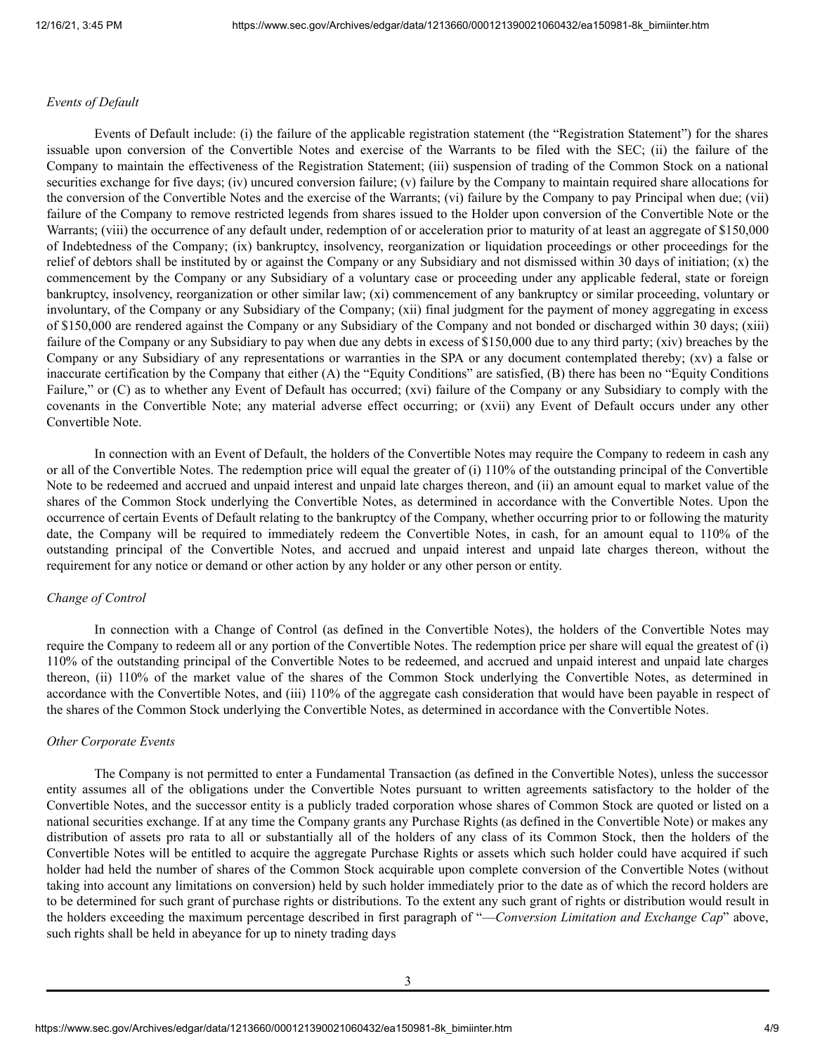*Events of Default*

Events of Default include: (i) the failure of the applicable registration statement (the "Registration Statement") for the shares issuable upon conversion of the Convertible Notes and exercise of the Warrants to be filed with the SEC; (ii) the failure of the Company to maintain the effectiveness of the Registration Statement; (iii) suspension of trading of the Common Stock on a national securities exchange for five days; (iv) uncured conversion failure; (v) failure by the Company to maintain required share allocations for the conversion of the Convertible Notes and the exercise of the Warrants; (vi) failure by the Company to pay Principal when due; (vii) failure of the Company to remove restricted legends from shares issued to the Holder upon conversion of the Convertible Note or the Warrants; (viii) the occurrence of any default under, redemption of or acceleration prior to maturity of at least an aggregate of $150,000 of Indebtedness of the Company; (ix) bankruptcy, insolvency, reorganization or liquidation proceedings or other proceedings for the relief of debtors shall be instituted by or against the Company or any Subsidiary and not dismissed within 30 days of initiation; (x) the commencement by the Company or any Subsidiary of a voluntary case or proceeding under any applicable federal, state or foreign bankruptcy, insolvency, reorganization or other similar law; (xi) commencement of any bankruptcy or similar proceeding, voluntary or involuntary, of the Company or any Subsidiary of the Company; (xii) final judgment for the payment of money aggregating in excess of $150,000 are rendered against the Company or any Subsidiary of the Company and not bonded or discharged within 30 days; (xiii) failure of the Company or any Subsidiary to pay when due any debts in excess of $150,000 due to any third party; (xiv) breaches by the Company or any Subsidiary of any representations or warranties in the SPA or any document contemplated thereby; (xv) a false or inaccurate certification by the Company that either (A) the "Equity Conditions" are satisfied, (B) there has been no "Equity Conditions Failure," or (C) as to whether any Event of Default has occurred; (xvi) failure of the Company or any Subsidiary to comply with the covenants in the Convertible Note; any material adverse effect occurring; or (xvii) any Event of Default occurs under any other Convertible Note.

In connection with an Event of Default, the holders of the Convertible Notes may require the Company to redeem in cash any or all of the Convertible Notes. The redemption price will equal the greater of (i) 110% of the outstanding principal of the Convertible Note to be redeemed and accrued and unpaid interest and unpaid late charges thereon, and (ii) an amount equal to market value of the shares of the Common Stock underlying the Convertible Notes, as determined in accordance with the Convertible Notes. Upon the occurrence of certain Events of Default relating to the bankruptcy of the Company, whether occurring prior to or following the maturity date, the Company will be required to immediately redeem the Convertible Notes, in cash, for an amount equal to 110% of the outstanding principal of the Convertible Notes, and accrued and unpaid interest and unpaid late charges thereon, without the requirement for any notice or demand or other action by any holder or any other person or entity.

*Change of Control*

In connection with a Change of Control (as defined in the Convertible Notes), the holders of the Convertible Notes may require the Company to redeem all or any portion of the Convertible Notes. The redemption price per share will equal the greatest of (i) 110% of the outstanding principal of the Convertible Notes to be redeemed, and accrued and unpaid interest and unpaid late charges thereon, (ii) 110% of the market value of the shares of the Common Stock underlying the Convertible Notes, as determined in accordance with the Convertible Notes, and (iii) 110% of the aggregate cash consideration that would have been payable in respect of the shares of the Common Stock underlying the Convertible Notes, as determined in accordance with the Convertible Notes.

*Other Corporate Events*

The Company is not permitted to enter a Fundamental Transaction (as defined in the Convertible Notes), unless the successor entity assumes all of the obligations under the Convertible Notes pursuant to written agreements satisfactory to the holder of the Convertible Notes, and the successor entity is a publicly traded corporation whose shares of Common Stock are quoted or listed on a national securities exchange. If at any time the Company grants any Purchase Rights (as defined in the Convertible Note) or makes any distribution of assets pro rata to all or substantially all of the holders of any class of its Common Stock, then the holders of the Convertible Notes will be entitled to acquire the aggregate Purchase Rights or assets which such holder could have acquired if such holder had held the number of shares of the Common Stock acquirable upon complete conversion of the Convertible Notes (without taking into account any limitations on conversion) held by such holder immediately prior to the date as of which the record holders are to be determined for such grant of purchase rights or distributions. To the extent any such grant of rights or distribution would result in the holders exceeding the maximum percentage described in first paragraph of "—*Conversion Limitation and Exchange Cap*" above, such rights shall be held in abeyance for up to ninety trading days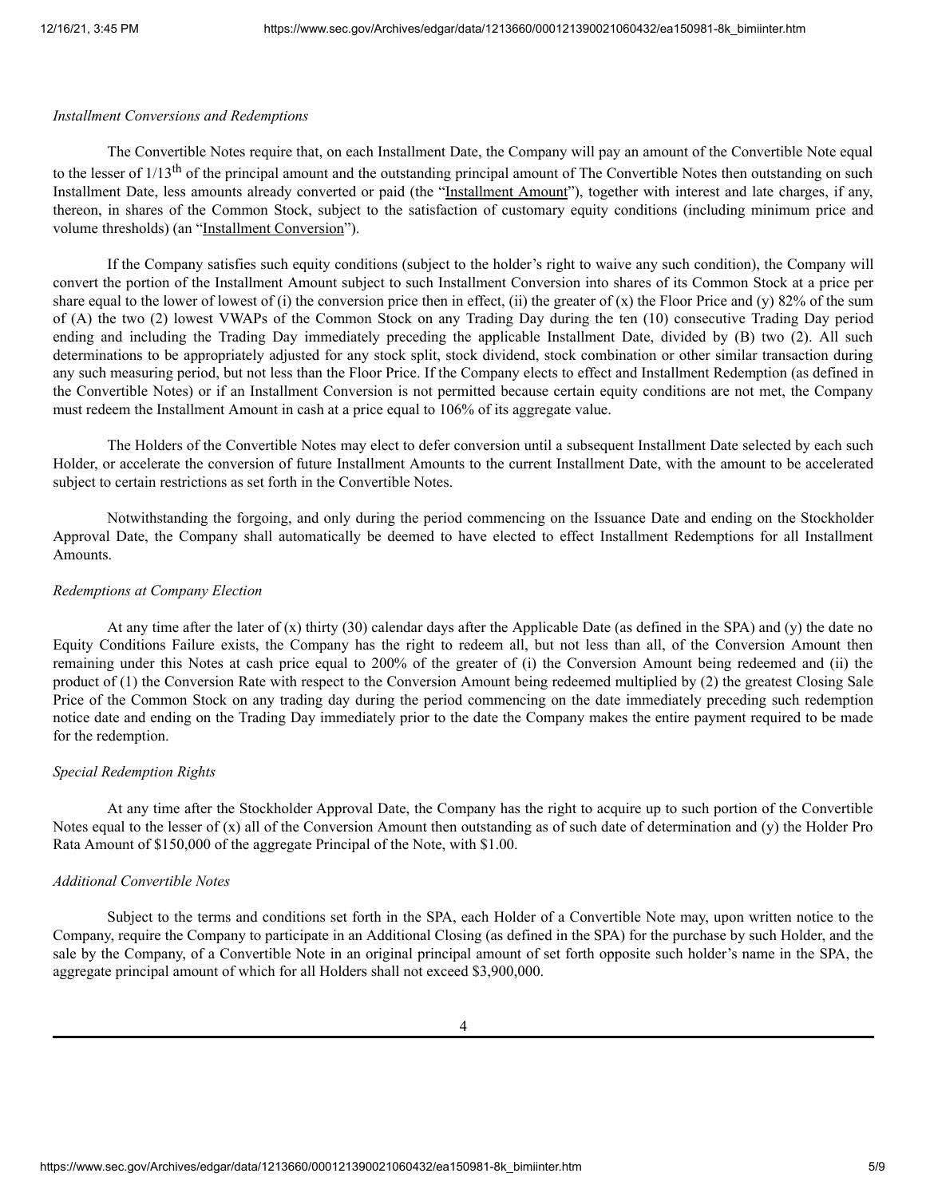*Installment Conversions and Redemptions*

The Convertible Notes require that, on each Installment Date, the Company will pay an amount of the Convertible Note equal to the lesser of 1/13th of the principal amount and the outstanding principal amount of The Convertible Notes then outstanding on such Installment Date, less amounts already converted or paid (the "Installment Amount"), together with interest and late charges, if any, thereon, in shares of the Common Stock, subject to the satisfaction of customary equity conditions (including minimum price and volume thresholds) (an "Installment Conversion").

If the Company satisfies such equity conditions (subject to the holder's right to waive any such condition), the Company will convert the portion of the Installment Amount subject to such Installment Conversion into shares of its Common Stock at a price per share equal to the lower of lowest of (i) the conversion price then in effect, (ii) the greater of (x) the Floor Price and (y) 82% of the sum of (A) the two (2) lowest VWAPs of the Common Stock on any Trading Day during the ten (10) consecutive Trading Day period ending and including the Trading Day immediately preceding the applicable Installment Date, divided by (B) two (2). All such determinations to be appropriately adjusted for any stock split, stock dividend, stock combination or other similar transaction during any such measuring period, but not less than the Floor Price. If the Company elects to effect and Installment Redemption (as defined in the Convertible Notes) or if an Installment Conversion is not permitted because certain equity conditions are not met, the Company must redeem the Installment Amount in cash at a price equal to 106% of its aggregate value.

The Holders of the Convertible Notes may elect to defer conversion until a subsequent Installment Date selected by each such Holder, or accelerate the conversion of future Installment Amounts to the current Installment Date, with the amount to be accelerated subject to certain restrictions as set forth in the Convertible Notes.

Notwithstanding the forgoing, and only during the period commencing on the Issuance Date and ending on the Stockholder Approval Date, the Company shall automatically be deemed to have elected to effect Installment Redemptions for all Installment Amounts.

*Redemptions at Company Election*

At any time after the later of (x) thirty (30) calendar days after the Applicable Date (as defined in the SPA) and (y) the date no Equity Conditions Failure exists, the Company has the right to redeem all, but not less than all, of the Conversion Amount then remaining under this Notes at cash price equal to 200% of the greater of (i) the Conversion Amount being redeemed and (ii) the product of (1) the Conversion Rate with respect to the Conversion Amount being redeemed multiplied by (2) the greatest Closing Sale Price of the Common Stock on any trading day during the period commencing on the date immediately preceding such redemption notice date and ending on the Trading Day immediately prior to the date the Company makes the entire payment required to be made for the redemption.

*Special Redemption Rights*

At any time after the Stockholder Approval Date, the Company has the right to acquire up to such portion of the Convertible Notes equal to the lesser of (x) all of the Conversion Amount then outstanding as of such date of determination and (y) the Holder Pro Rata Amount of $150,000 of the aggregate Principal of the Note, with $1.00.

*Additional Convertible Notes*

Subject to the terms and conditions set forth in the SPA, each Holder of a Convertible Note may, upon written notice to the Company, require the Company to participate in an Additional Closing (as defined in the SPA) for the purchase by such Holder, and the sale by the Company, of a Convertible Note in an original principal amount of set forth opposite such holder's name in the SPA, the aggregate principal amount of which for all Holders shall not exceed $3,900,000.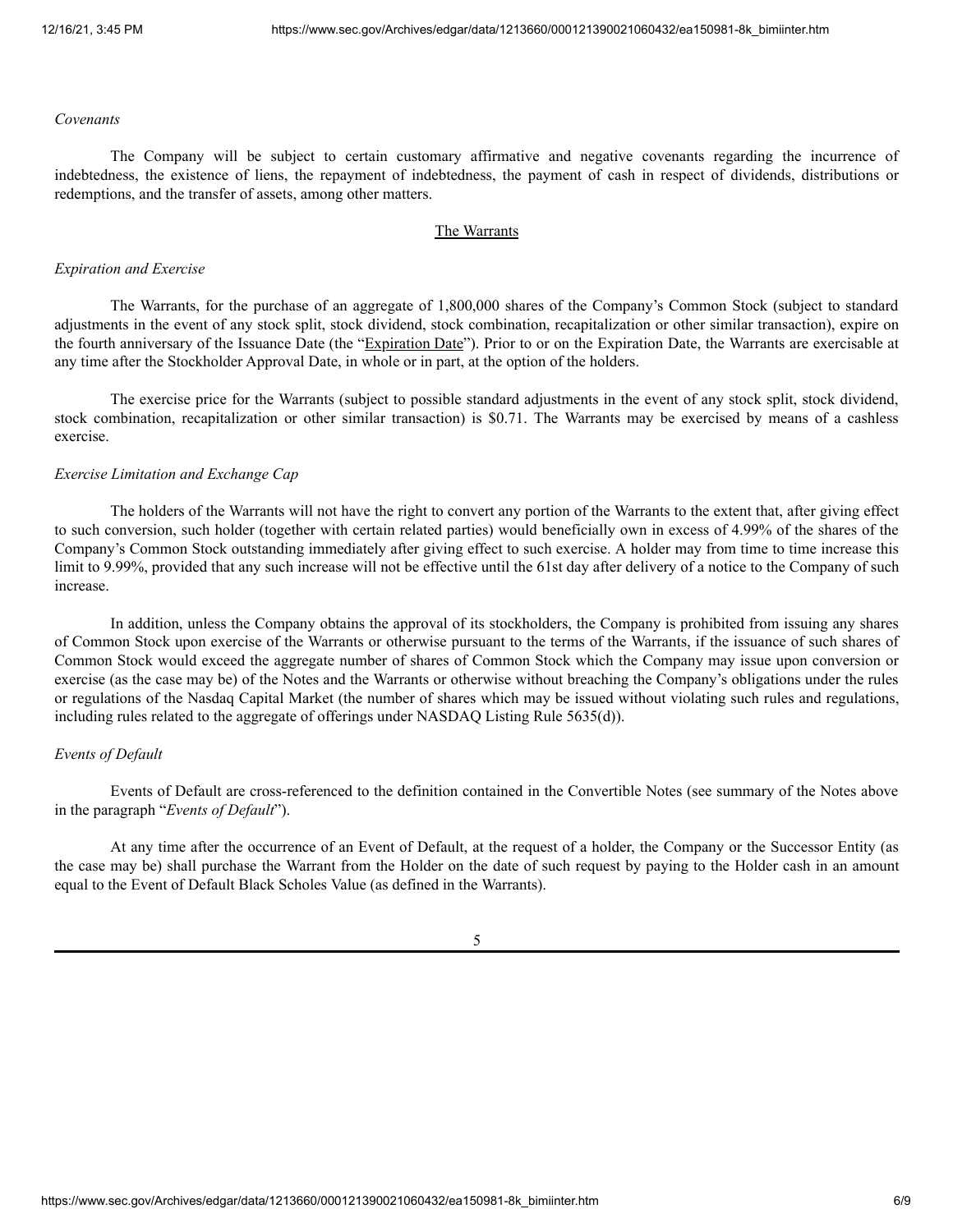*Covenants*

The Company will be subject to certain customary affirmative and negative covenants regarding the incurrence of indebtedness, the existence of liens, the repayment of indebtedness, the payment of cash in respect of dividends, distributions or redemptions, and the transfer of assets, among other matters.

## The Warrants

*Expiration and Exercise*

The Warrants, for the purchase of an aggregate of 1,800,000 shares of the Company's Common Stock (subject to standard adjustments in the event of any stock split, stock dividend, stock combination, recapitalization or other similar transaction), expire on the fourth anniversary of the Issuance Date (the "Expiration Date"). Prior to or on the Expiration Date, the Warrants are exercisable at any time after the Stockholder Approval Date, in whole or in part, at the option of the holders.

The exercise price for the Warrants (subject to possible standard adjustments in the event of any stock split, stock dividend, stock combination, recapitalization or other similar transaction) is $0.71. The Warrants may be exercised by means of a cashless exercise.

*Exercise Limitation and Exchange Cap*

The holders of the Warrants will not have the right to convert any portion of the Warrants to the extent that, after giving effect to such conversion, such holder (together with certain related parties) would beneficially own in excess of 4.99% of the shares of the Company's Common Stock outstanding immediately after giving effect to such exercise. A holder may from time to time increase this limit to 9.99%, provided that any such increase will not be effective until the 61st day after delivery of a notice to the Company of such increase.

In addition, unless the Company obtains the approval of its stockholders, the Company is prohibited from issuing any shares of Common Stock upon exercise of the Warrants or otherwise pursuant to the terms of the Warrants, if the issuance of such shares of Common Stock would exceed the aggregate number of shares of Common Stock which the Company may issue upon conversion or exercise (as the case may be) of the Notes and the Warrants or otherwise without breaching the Company's obligations under the rules or regulations of the Nasdaq Capital Market (the number of shares which may be issued without violating such rules and regulations, including rules related to the aggregate of offerings under NASDAQ Listing Rule 5635(d)).

*Events of Default*

Events of Default are cross-referenced to the definition contained in the Convertible Notes (see summary of the Notes above in the paragraph "*Events of Default*").

At any time after the occurrence of an Event of Default, at the request of a holder, the Company or the Successor Entity (as the case may be) shall purchase the Warrant from the Holder on the date of such request by paying to the Holder cash in an amount equal to the Event of Default Black Scholes Value (as defined in the Warrants).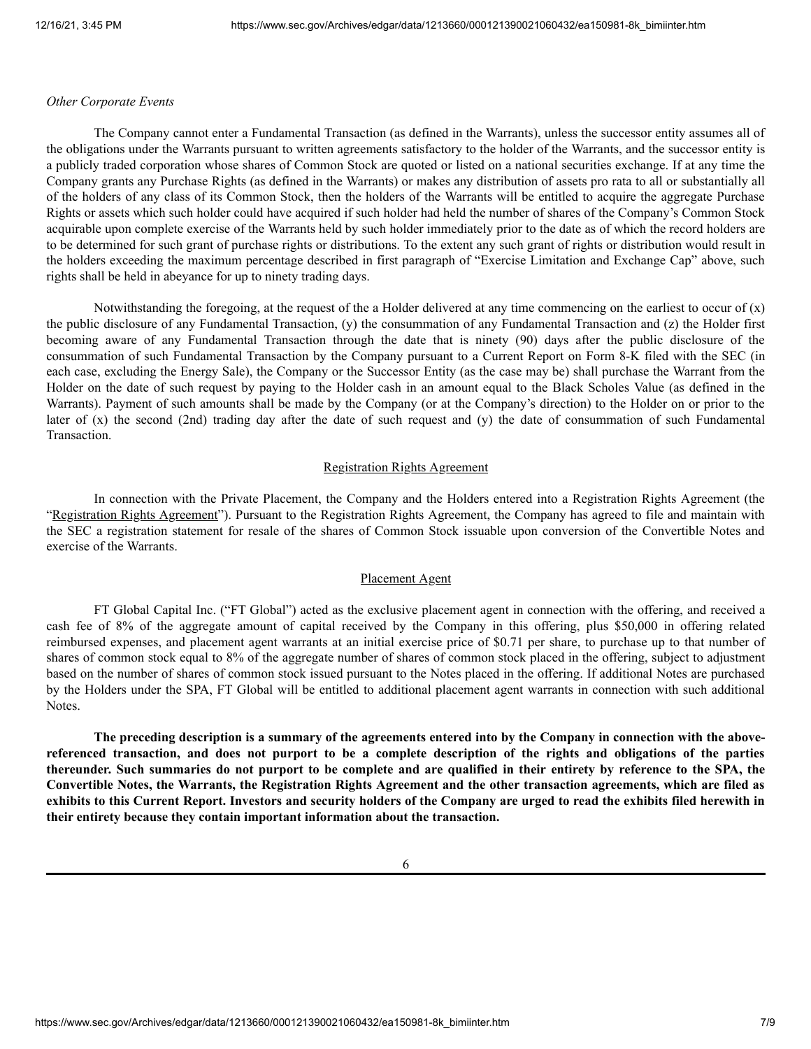*Other Corporate Events*

The Company cannot enter a Fundamental Transaction (as defined in the Warrants), unless the successor entity assumes all of the obligations under the Warrants pursuant to written agreements satisfactory to the holder of the Warrants, and the successor entity is a publicly traded corporation whose shares of Common Stock are quoted or listed on a national securities exchange. If at any time the Company grants any Purchase Rights (as defined in the Warrants) or makes any distribution of assets pro rata to all or substantially all of the holders of any class of its Common Stock, then the holders of the Warrants will be entitled to acquire the aggregate Purchase Rights or assets which such holder could have acquired if such holder had held the number of shares of the Company's Common Stock acquirable upon complete exercise of the Warrants held by such holder immediately prior to the date as of which the record holders are to be determined for such grant of purchase rights or distributions. To the extent any such grant of rights or distribution would result in the holders exceeding the maximum percentage described in first paragraph of "Exercise Limitation and Exchange Cap" above, such rights shall be held in abeyance for up to ninety trading days.

Notwithstanding the foregoing, at the request of the a Holder delivered at any time commencing on the earliest to occur of (x) the public disclosure of any Fundamental Transaction, (y) the consummation of any Fundamental Transaction and (z) the Holder first becoming aware of any Fundamental Transaction through the date that is ninety (90) days after the public disclosure of the consummation of such Fundamental Transaction by the Company pursuant to a Current Report on Form 8-K filed with the SEC (in each case, excluding the Energy Sale), the Company or the Successor Entity (as the case may be) shall purchase the Warrant from the Holder on the date of such request by paying to the Holder cash in an amount equal to the Black Scholes Value (as defined in the Warrants). Payment of such amounts shall be made by the Company (or at the Company's direction) to the Holder on or prior to the later of (x) the second (2nd) trading day after the date of such request and (y) the date of consummation of such Fundamental Transaction.

## Registration Rights Agreement

In connection with the Private Placement, the Company and the Holders entered into a Registration Rights Agreement (the "Registration Rights Agreement"). Pursuant to the Registration Rights Agreement, the Company has agreed to file and maintain with the SEC a registration statement for resale of the shares of Common Stock issuable upon conversion of the Convertible Notes and exercise of the Warrants.

## Placement Agent

FT Global Capital Inc. ("FT Global") acted as the exclusive placement agent in connection with the offering, and received a cash fee of 8% of the aggregate amount of capital received by the Company in this offering, plus $50,000 in offering related reimbursed expenses, and placement agent warrants at an initial exercise price of $0.71 per share, to purchase up to that number of shares of common stock equal to 8% of the aggregate number of shares of common stock placed in the offering, subject to adjustment based on the number of shares of common stock issued pursuant to the Notes placed in the offering. If additional Notes are purchased by the Holders under the SPA, FT Global will be entitled to additional placement agent warrants in connection with such additional Notes.

**The preceding description is a summary of the agreements entered into by the Company in connection with the above-referenced transaction, and does not purport to be a complete description of the rights and obligations of the parties thereunder. Such summaries do not purport to be complete and are qualified in their entirety by reference to the SPA, the Convertible Notes, the Warrants, the Registration Rights Agreement and the other transaction agreements, which are filed as exhibits to this Current Report. Investors and security holders of the Company are urged to read the exhibits filed herewith in their entirety because they contain important information about the transaction.**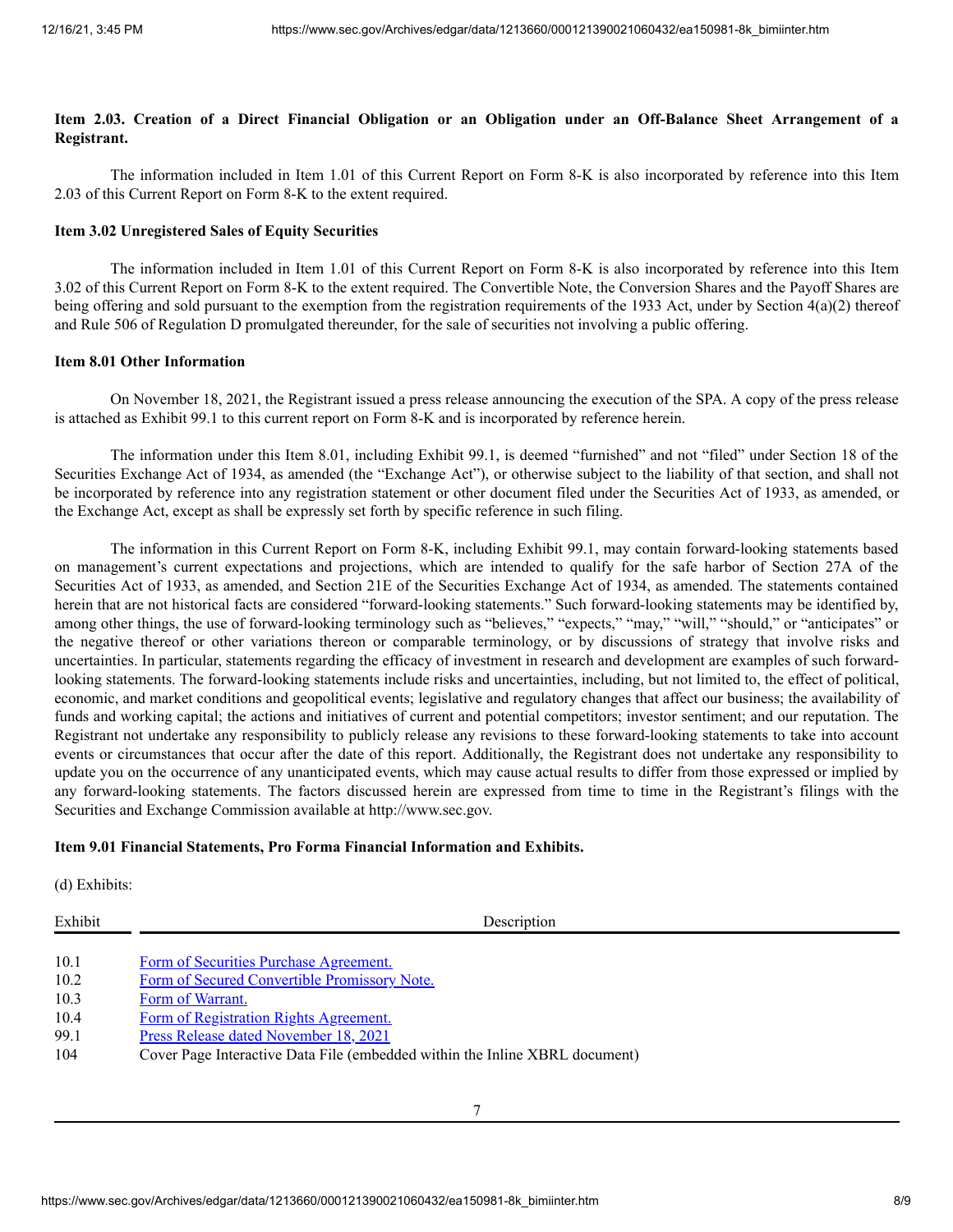**Item 2.03. Creation of a Direct Financial Obligation or an Obligation under an Off-Balance Sheet Arrangement of a Registrant.**

The information included in Item 1.01 of this Current Report on Form 8-K is also incorporated by reference into this Item 2.03 of this Current Report on Form 8-K to the extent required.

**Item 3.02 Unregistered Sales of Equity Securities**

The information included in Item 1.01 of this Current Report on Form 8-K is also incorporated by reference into this Item 3.02 of this Current Report on Form 8-K to the extent required. The Convertible Note, the Conversion Shares and the Payoff Shares are being offering and sold pursuant to the exemption from the registration requirements of the 1933 Act, under by Section 4(a)(2) thereof and Rule 506 of Regulation D promulgated thereunder, for the sale of securities not involving a public offering.

**Item 8.01 Other Information**

On November 18, 2021, the Registrant issued a press release announcing the execution of the SPA. A copy of the press release is attached as Exhibit 99.1 to this current report on Form 8-K and is incorporated by reference herein.

The information under this Item 8.01, including Exhibit 99.1, is deemed "furnished" and not "filed" under Section 18 of the Securities Exchange Act of 1934, as amended (the "Exchange Act"), or otherwise subject to the liability of that section, and shall not be incorporated by reference into any registration statement or other document filed under the Securities Act of 1933, as amended, or the Exchange Act, except as shall be expressly set forth by specific reference in such filing.

The information in this Current Report on Form 8-K, including Exhibit 99.1, may contain forward-looking statements based on management's current expectations and projections, which are intended to qualify for the safe harbor of Section 27A of the Securities Act of 1933, as amended, and Section 21E of the Securities Exchange Act of 1934, as amended. The statements contained herein that are not historical facts are considered "forward-looking statements." Such forward-looking statements may be identified by, among other things, the use of forward-looking terminology such as "believes," "expects," "may," "will," "should," or "anticipates" or the negative thereof or other variations thereon or comparable terminology, or by discussions of strategy that involve risks and uncertainties. In particular, statements regarding the efficacy of investment in research and development are examples of such forward-looking statements. The forward-looking statements include risks and uncertainties, including, but not limited to, the effect of political, economic, and market conditions and geopolitical events; legislative and regulatory changes that affect our business; the availability of funds and working capital; the actions and initiatives of current and potential competitors; investor sentiment; and our reputation. The Registrant not undertake any responsibility to publicly release any revisions to these forward-looking statements to take into account events or circumstances that occur after the date of this report. Additionally, the Registrant does not undertake any responsibility to update you on the occurrence of any unanticipated events, which may cause actual results to differ from those expressed or implied by any forward-looking statements. The factors discussed herein are expressed from time to time in the Registrant's filings with the Securities and Exchange Commission available at http://www.sec.gov.

**Item 9.01 Financial Statements, Pro Forma Financial Information and Exhibits.**

(d) Exhibits:

| Exhibit | Description |
| --- | --- |
| 10.1 | Form of Securities Purchase Agreement. |
| 10.2 | Form of Secured Convertible Promissory Note. |
| 10.3 | Form of Warrant. |
| 10.4 | Form of Registration Rights Agreement. |
| 99.1 | Press Release dated November 18, 2021 |
| 104 | Cover Page Interactive Data File (embedded within the Inline XBRL document) |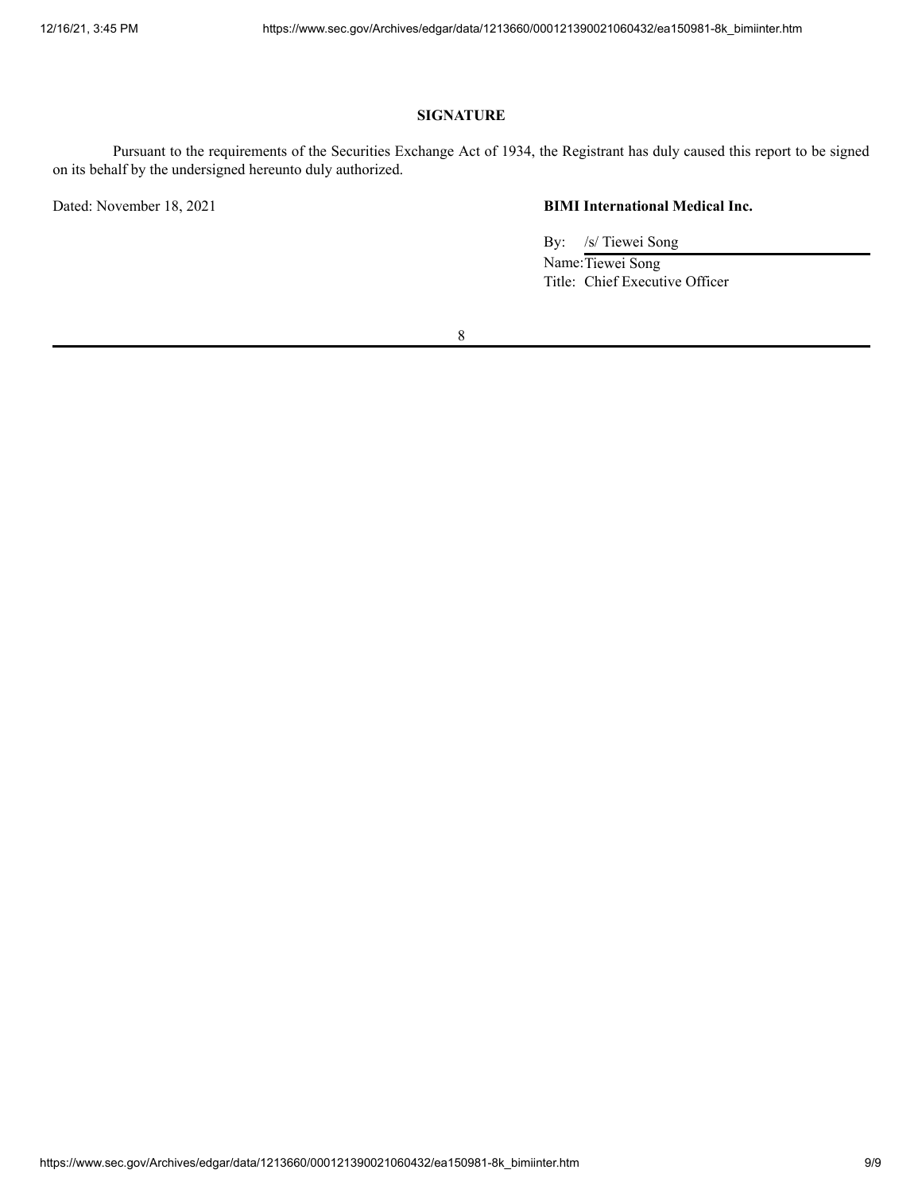**SIGNATURE**

Pursuant to the requirements of the Securities Exchange Act of 1934, the Registrant has duly caused this report to be signed on its behalf by the undersigned hereunto duly authorized.

Dated: November 18, 2021

**BIMI International Medical Inc.**

By: /s/ Tiewei Song

Name: Tiewei Song

Title: Chief Executive Officer